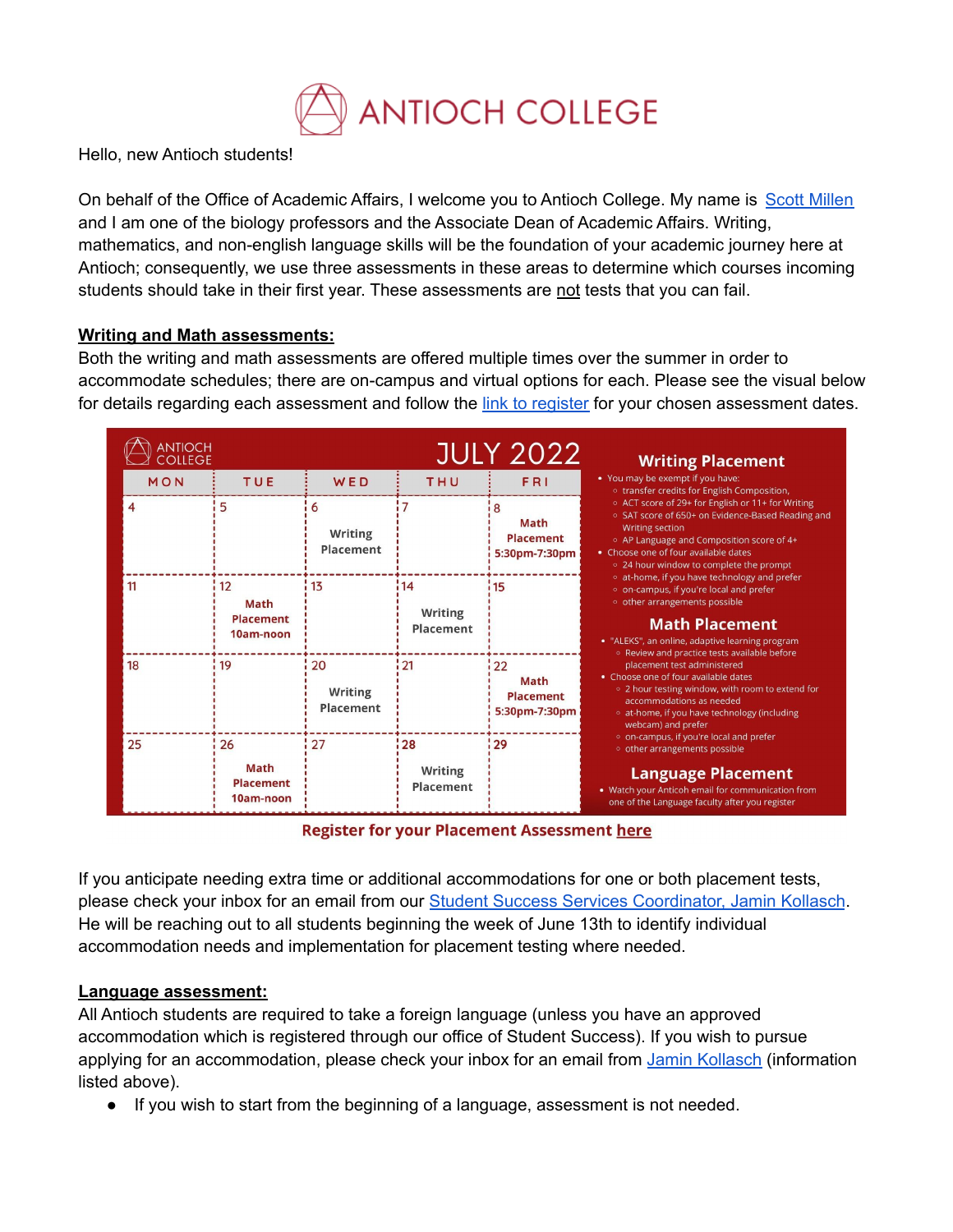# ANTIOCH COLLEGE

Hello, new Antioch students!

On behalf of the Office of Academic Affairs, I welcome you to Antioch College. My name is Scott Millen and I am one of the biology professors and the Associate Dean of Academic Affairs. Writing, mathematics, and non-english language skills will be the foundation of your academic journey here at Antioch; consequently, we use three assessments in these areas to determine which courses incoming students should take in their first year. These assessments are not tests that you can fail.

**Writing and Math assessments:**

Both the writing and math assessments are offered multiple times over the summer in order to accommodate schedules; there are on-campus and virtual options for each. Please see the visual below for details regarding each assessment and follow the link to register for your chosen assessment dates.

ANTIOCH COLLEGE

**JULY 2022**

| MON | TUE | WED | THU | FRI |
|---|---|---|---|---|
| 4 | 5 | 6 Writing Placement | 7 | 8 Math Placement 5:30pm-7:30pm |
| 11 | 12 Math Placement 10am-noon | 13 | 14 Writing Placement | 15 |
| 18 | 19 | 20 Writing Placement | 21 | 22 Math Placement 5:30pm-7:30pm |
| 25 | 26 Math Placement 10am-noon | 27 | 28 Writing Placement | 29 |

**Writing Placement**

- You may be exempt if you have:
  - transfer credits for English Composition,
  - ACT score of 29+ for English or 11+ for Writing
  - SAT score of 650+ on Evidence-Based Reading and Writing section
  - AP Language and Composition score of 4+
- Choose one of four available dates
  - 24 hour window to complete the prompt
  - at-home, if you have technology and prefer
  - on-campus, if you're local and prefer
  - other arrangements possible

**Math Placement**

- "ALEKS", an online, adaptive learning program
  - Review and practice tests available before placement test administered
- Choose one of four available dates
  - 2 hour testing window, with room to extend for accommodations as needed
  - at-home, if you have technology (including webcam) and prefer
  - on-campus, if you're local and prefer
  - other arrangements possible

**Language Placement**

- Watch your Anticoh email for communication from one of the Language faculty after you register

**Register for your Placement Assessment here**

If you anticipate needing extra time or additional accommodations for one or both placement tests, please check your inbox for an email from our Student Success Services Coordinator, Jamin Kollasch. He will be reaching out to all students beginning the week of June 13th to identify individual accommodation needs and implementation for placement testing where needed.

**Language assessment:**

All Antioch students are required to take a foreign language (unless you have an approved accommodation which is registered through our office of Student Success). If you wish to pursue applying for an accommodation, please check your inbox for an email from Jamin Kollasch (information listed above).

- If you wish to start from the beginning of a language, assessment is not needed.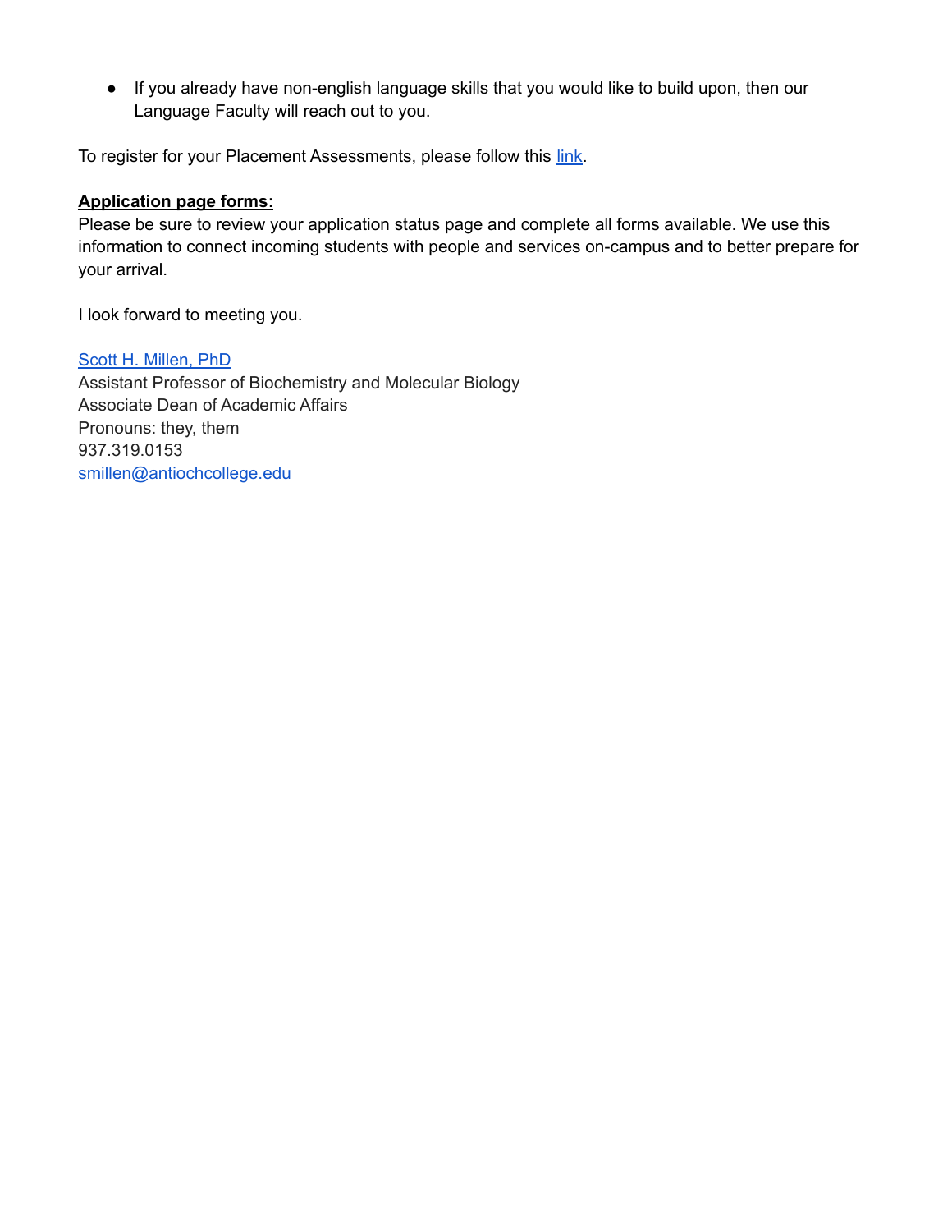- If you already have non-english language skills that you would like to build upon, then our Language Faculty will reach out to you.

To register for your Placement Assessments, please follow this link.

**Application page forms:**

Please be sure to review your application status page and complete all forms available. We use this information to connect incoming students with people and services on-campus and to better prepare for your arrival.

I look forward to meeting you.

Scott H. Millen, PhD
Assistant Professor of Biochemistry and Molecular Biology
Associate Dean of Academic Affairs
Pronouns: they, them
937.319.0153
smillen@antiochcollege.edu